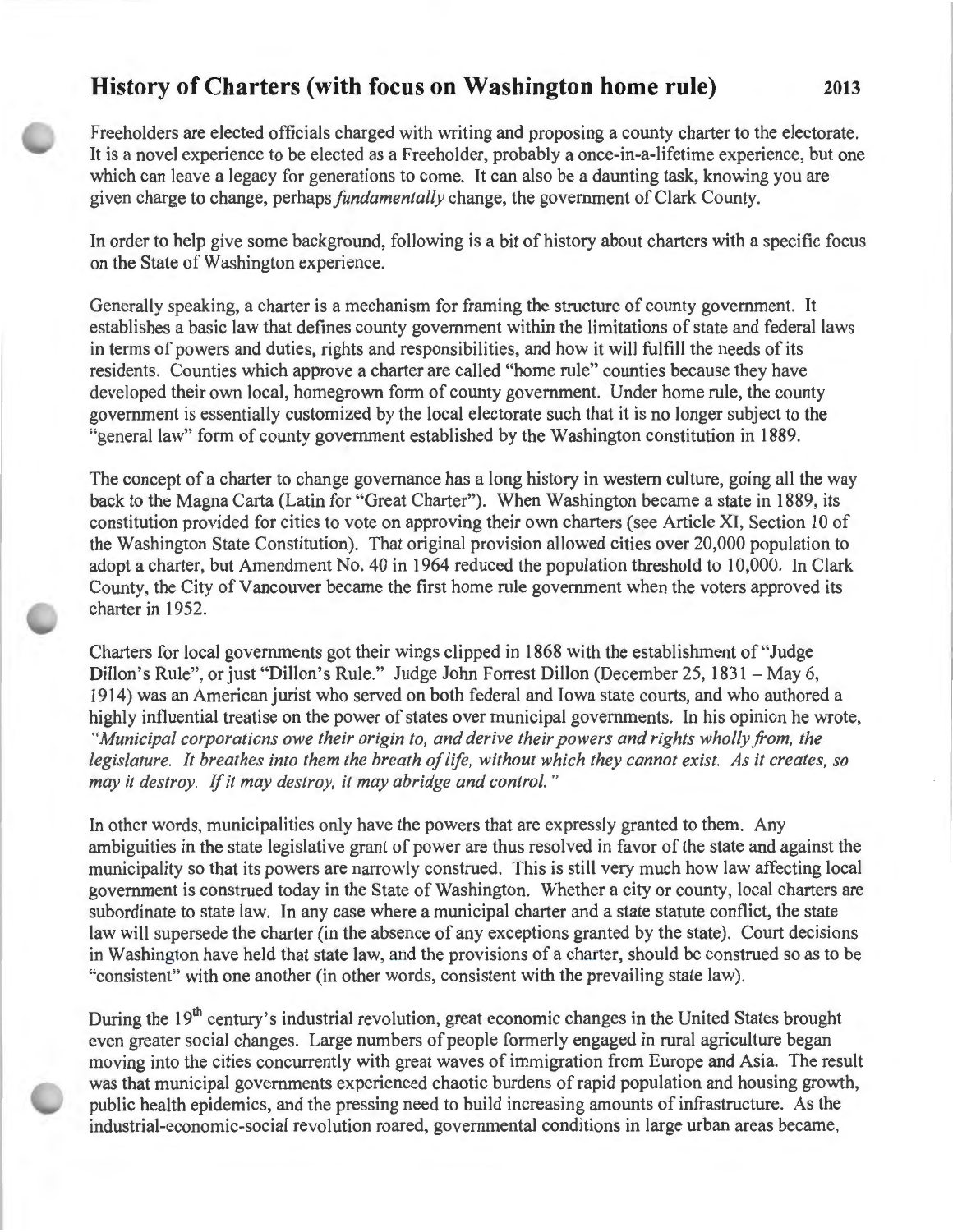# History of Charters (with focus on Washington home rule) 2013

Freeholders are elected officials charged with writing and proposing a county charter to the electorate. It is a novel experience to be elected as a Freeholder, probably a once-in-a-lifetime experience, but one which can leave a legacy for generations to come. It can also be a daunting task, knowing you are given charge to change, perhaps *fundamentally* change, the government of Clark County.

In order to help give some background, following is a bit of history about charters with a specific focus on the State of Washington experience.

Generally speaking, a charter is a mechanism for framing the structure of county government. It establishes a basic law that defines county government within the limitations of state and federal laws in terms of powers and duties, rights and responsibilities, and how it will fulfill the needs of its residents. Counties which approve a charter are called "home rule" counties because they have developed their own local, homegrown form of county government. Under home rule, the county government is essentially customized by the local electorate such that it is no longer subject to the "general law" form of county government established by the Washington constitution in 1889.

The concept of a charter to change governance has a long history in western culture, going all the way back to the Magna Carta (Latin for "Great Charter"). When Washington became a state in 1889, its constitution provided for cities to vote on approving their own charters (see Article XI, Section 10 of the Washington State Constitution). That original provision allowed cities over 20,000 population to adopt a charter, but Amendment No. 40 in 1964 reduced the population threshold to 10,000. In Clark County, the City of Vancouver became the first home rule government when the voters approved its charter in 1952.

Charters for local governments got their wings clipped in 1868 with the establishment of "Judge Dillon's Rule", or just "Dillon's Rule." Judge John Forrest Dillon (December 25, 1831 – May 6, 1914) was an American jurist who served on both federal and Iowa state courts, and who authored a highly influential treatise on the power of states over municipal governments. In his opinion he wrote, *"Municipal corporations owe their origin to, and derive their powers and rights wholly from, the legislature. It breathes into them the breath of life, without which they cannot exist. As it creates, so may it destroy. If it may destroy, it may abridge and control."*

In other words, municipalities only have the powers that are expressly granted to them. Any ambiguities in the state legislative grant of power are thus resolved in favor of the state and against the municipality so that its powers are narrowly construed. This is still very much how law affecting local government is construed today in the State of Washington. Whether a city or county, local charters are subordinate to state law. In any case where a municipal charter and a state statute conflict, the state law will supersede the charter (in the absence of any exceptions granted by the state). Court decisions in Washington have held that state law, and the provisions of a charter, should be construed so as to be "consistent" with one another (in other words, consistent with the prevailing state law).

During the 19th century's industrial revolution, great economic changes in the United States brought even greater social changes. Large numbers of people formerly engaged in rural agriculture began moving into the cities concurrently with great waves of immigration from Europe and Asia. The result was that municipal governments experienced chaotic burdens of rapid population and housing growth, public health epidemics, and the pressing need to build increasing amounts of infrastructure. As the industrial-economic-social revolution roared, governmental conditions in large urban areas became,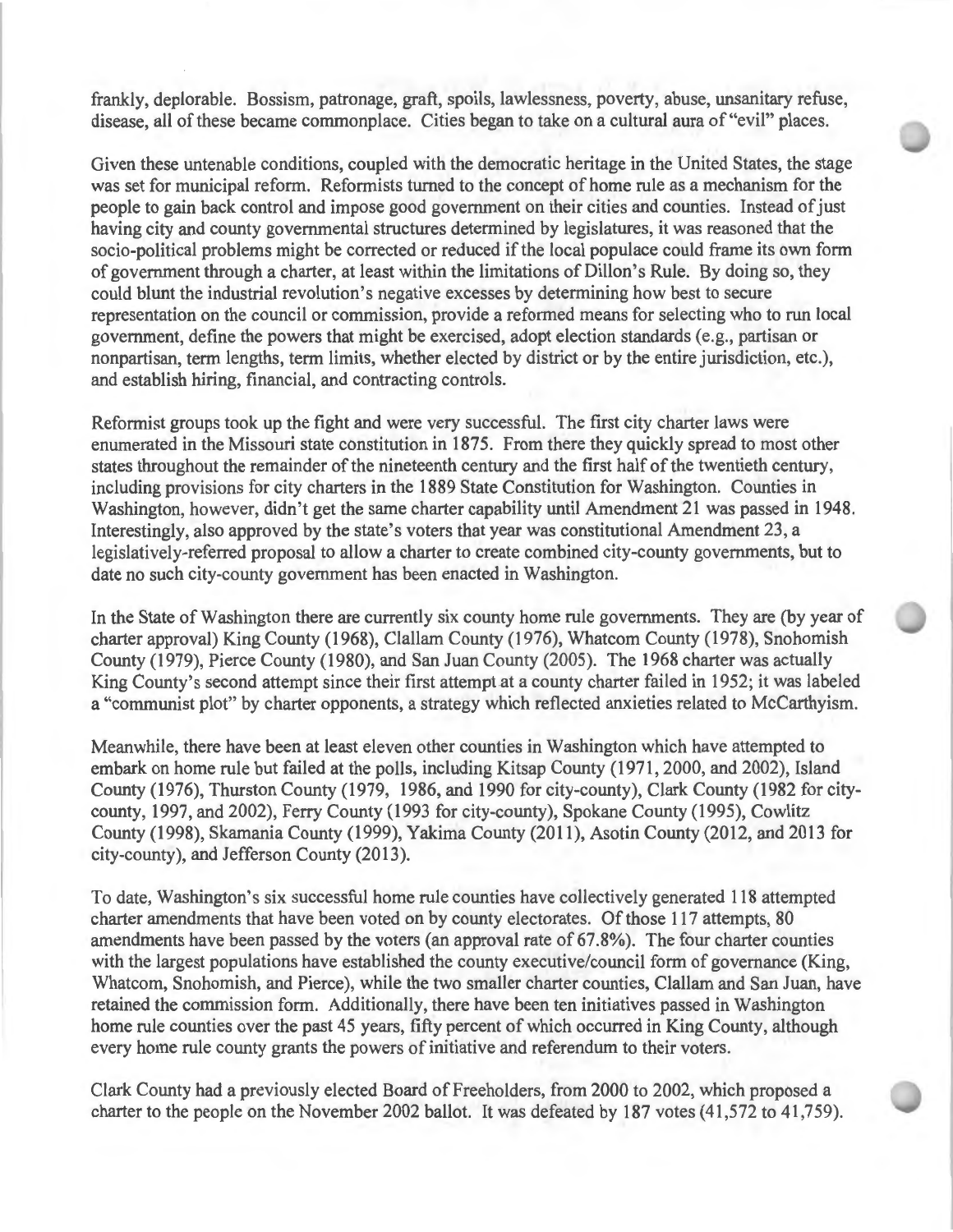frankly, deplorable. Bossism, patronage, graft, spoils, lawlessness, poverty, abuse, unsanitary refuse, disease, all of these became commonplace. Cities began to take on a cultural aura of "evil" places.

Given these untenable conditions, coupled with the democratic heritage in the United States, the stage was set for municipal reform. Reformists turned to the concept of home rule as a mechanism for the people to gain back control and impose good government on their cities and counties. Instead of just having city and county governmental structures determined by legislatures, it was reasoned that the socio-political problems might be corrected or reduced if the local populace could frame its own form of government through a charter, at least within the limitations of Dillon's Rule. By doing so, they could blunt the industrial revolution's negative excesses by determining how best to secure representation on the council or commission, provide a reformed means for selecting who to run local government, define the powers that might be exercised, adopt election standards (e.g., partisan or nonpartisan, term lengths, term limits, whether elected by district or by the entire jurisdiction, etc.), and establish hiring, financial, and contracting controls.

Reformist groups took up the fight and were very successful. The first city charter laws were enumerated in the Missouri state constitution in 1875. From there they quickly spread to most other states throughout the remainder of the nineteenth century and the first half of the twentieth century, including provisions for city charters in the 1889 State Constitution for Washington. Counties in Washington, however, didn't get the same charter capability until Amendment 21 was passed in 1948. Interestingly, also approved by the state's voters that year was constitutional Amendment 23, a legislatively-referred proposal to allow a charter to create combined city-county governments, but to date no such city-county government has been enacted in Washington.

In the State of Washington there are currently six county home rule governments. They are (by year of charter approval) King County (1968), Clallam County (1976), Whatcom County (1978), Snohomish County (1979), Pierce County (1980), and San Juan County (2005). The 1968 charter was actually King County's second attempt since their first attempt at a county charter failed in 1952; it was labeled a "communist plot" by charter opponents, a strategy which reflected anxieties related to McCarthyism.

Meanwhile, there have been at least eleven other counties in Washington which have attempted to embark on home rule but failed at the polls, including Kitsap County (1971, 2000, and 2002), Island County (1976), Thurston County (1979, 1986, and 1990 for city-county), Clark County (1982 for city-county, 1997, and 2002), Ferry County (1993 for city-county), Spokane County (1995), Cowlitz County (1998), Skamania County (1999), Yakima County (2011), Asotin County (2012, and 2013 for city-county), and Jefferson County (2013).

To date, Washington's six successful home rule counties have collectively generated 118 attempted charter amendments that have been voted on by county electorates. Of those 117 attempts, 80 amendments have been passed by the voters (an approval rate of 67.8%). The four charter counties with the largest populations have established the county executive/council form of governance (King, Whatcom, Snohomish, and Pierce), while the two smaller charter counties, Clallam and San Juan, have retained the commission form. Additionally, there have been ten initiatives passed in Washington home rule counties over the past 45 years, fifty percent of which occurred in King County, although every home rule county grants the powers of initiative and referendum to their voters.

Clark County had a previously elected Board of Freeholders, from 2000 to 2002, which proposed a charter to the people on the November 2002 ballot. It was defeated by 187 votes (41,572 to 41,759).